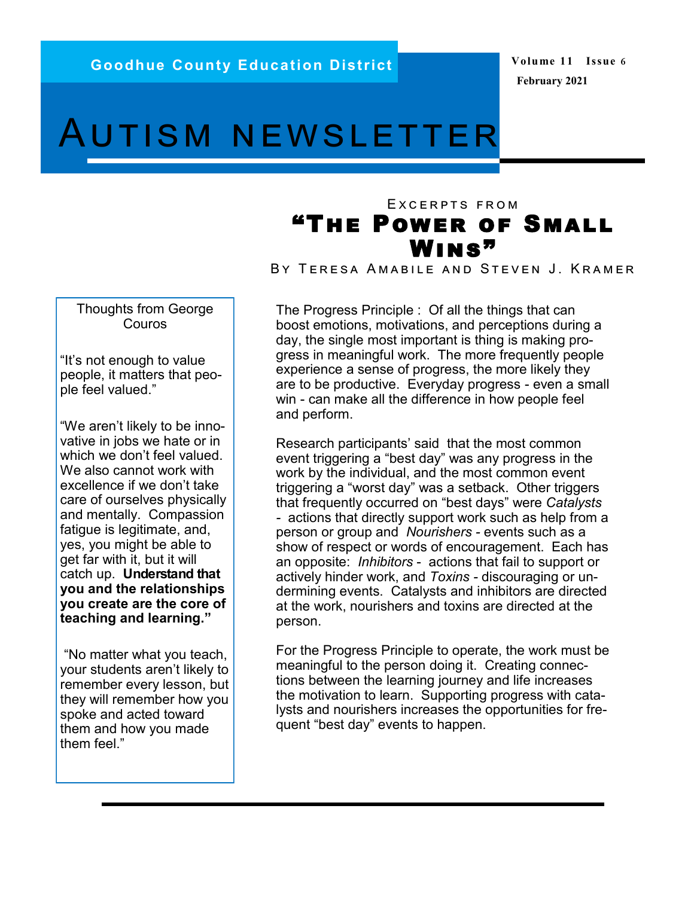Goodhue County Education District

# Autism Newsletter

## Excerpts from "The Power of Small Wins"

By Teresa Amabile and Steven J. Kramer

The Progress Principle : Of all the things that can boost emotions, motivations, and perceptions during a day, the single most important is thing is making progress in meaningful work. The more frequently people experience a sense of progress, the more likely they are to be productive. Everyday progress - even a small win - can make all the difference in how people feel and perform.

Research participants' said that the most common event triggering a "best day" was any progress in the work by the individual, and the most common event triggering a "worst day" was a setback. Other triggers that frequently occurred on "best days" were *Catalysts* - actions that directly support work such as help from a person or group and *Nourishers* - events such as a show of respect or words of encouragement. Each has an opposite: *Inhibitors* - actions that fail to support or actively hinder work, and *Toxins* - discouraging or undermining events. Catalysts and inhibitors are directed at the work, nourishers and toxins are directed at the person.

For the Progress Principle to operate, the work must be meaningful to the person doing it. Creating connections between the learning journey and life increases the motivation to learn. Supporting progress with catalysts and nourishers increases the opportunities for frequent "best day" events to happen.

---

### Thoughts from George Couros

"It's not enough to value people, it matters that people feel valued."

"We aren't likely to be innovative in jobs we hate or in which we don't feel valued. We also cannot work with excellence if we don't take care of ourselves physically and mentally. Compassion fatigue is legitimate, and, yes, you might be able to get far with it, but it will catch up. **Understand that you and the relationships you create are the core of teaching and learning."**

"No matter what you teach, your students aren't likely to remember every lesson, but they will remember how you spoke and acted toward them and how you made them feel."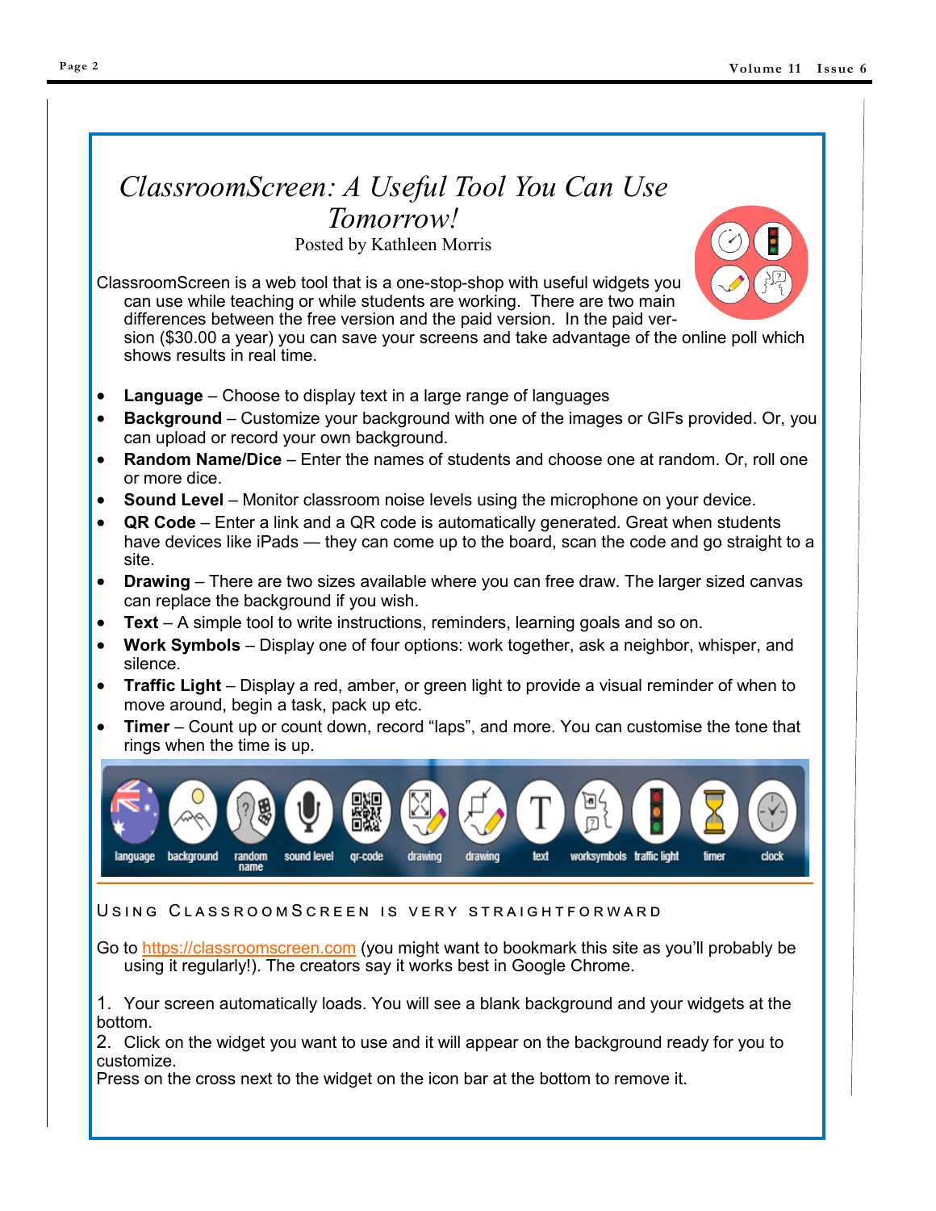# *ClassroomScreen: A Useful Tool You Can Use Tomorrow!*

Posted by Kathleen Morris

ClassroomScreen is a web tool that is a one-stop-shop with useful widgets you can use while teaching or while students are working. There are two main differences between the free version and the paid version. In the paid version ($30.00 a year) you can save your screens and take advantage of the online poll which shows results in real time.

- **Language** – Choose to display text in a large range of languages
- **Background** – Customize your background with one of the images or GIFs provided. Or, you can upload or record your own background.
- **Random Name/Dice** – Enter the names of students and choose one at random. Or, roll one or more dice.
- **Sound Level** – Monitor classroom noise levels using the microphone on your device.
- **QR Code** – Enter a link and a QR code is automatically generated. Great when students have devices like iPads — they can come up to the board, scan the code and go straight to a site.
- **Drawing** – There are two sizes available where you can free draw. The larger sized canvas can replace the background if you wish.
- **Text** – A simple tool to write instructions, reminders, learning goals and so on.
- **Work Symbols** – Display one of four options: work together, ask a neighbor, whisper, and silence.
- **Traffic Light** – Display a red, amber, or green light to provide a visual reminder of when to move around, begin a task, pack up etc.
- **Timer** – Count up or count down, record "laps", and more. You can customise the tone that rings when the time is up.

language background random name sound level qr-code drawing drawing text worksymbols traffic light timer clock

## Using ClassroomScreen is very straightforward

Go to https://classroomscreen.com (you might want to bookmark this site as you'll probably be using it regularly!). The creators say it works best in Google Chrome.

1. Your screen automatically loads. You will see a blank background and your widgets at the bottom.
2. Click on the widget you want to use and it will appear on the background ready for you to customize.

Press on the cross next to the widget on the icon bar at the bottom to remove it.